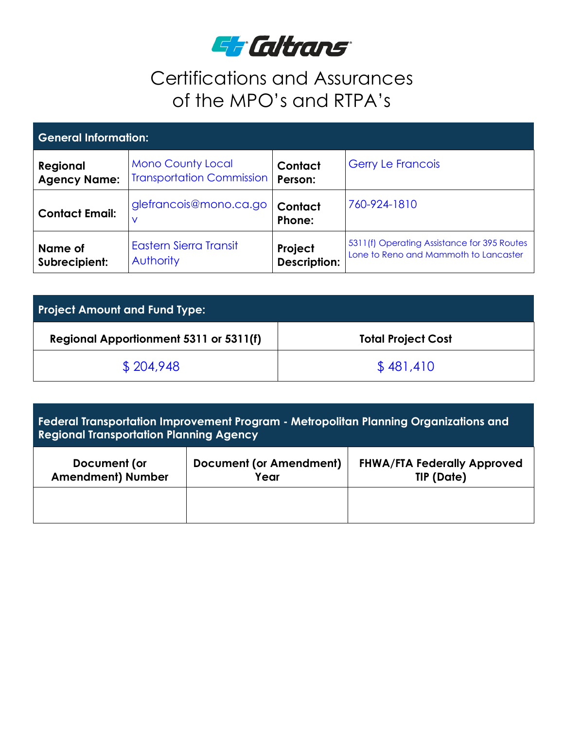Caltrans

# Certifications and Assurances of the MPO's and RTPA's

| General Information: | | | |
|---|---|---|---|
| **Regional Agency Name:** | Mono County Local Transportation Commission | **Contact Person:** | Gerry Le Francois |
| **Contact Email:** | glefrancois@mono.ca.gov | **Contact Phone:** | 760-924-1810 |
| **Name of Subrecipient:** | Eastern Sierra Transit Authority | **Project Description:** | 5311(f) Operating Assistance for 395 Routes Lone to Reno and Mammoth to Lancaster |

| Project Amount and Fund Type: | |
|---|---|
| **Regional Apportionment 5311 or 5311(f)** | **Total Project Cost** |
| $ 204,948 | $ 481,410 |

| Federal Transportation Improvement Program - Metropolitan Planning Organizations and Regional Transportation Planning Agency | | |
|---|---|---|
| **Document (or Amendment) Number** | **Document (or Amendment) Year** | **FHWA/FTA Federally Approved TIP (Date)** |
| | | |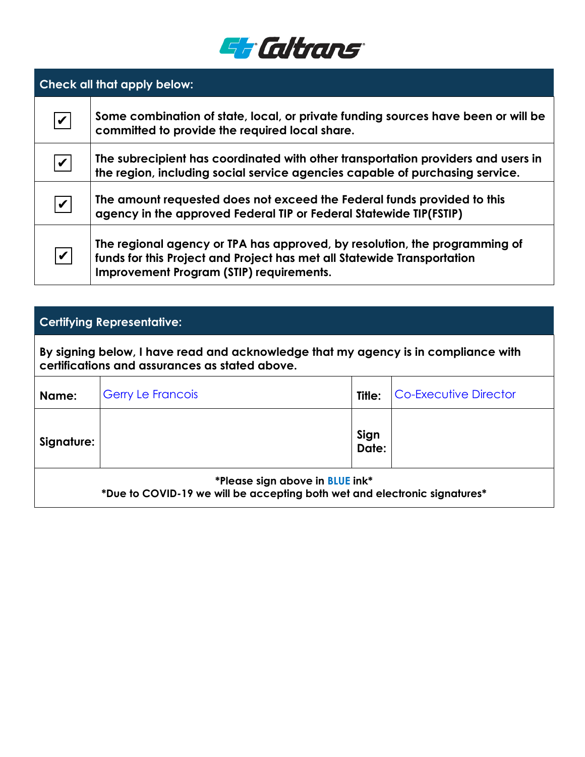Caltrans

| Check all that apply below: | |
|---|---|
| ✔ | Some combination of state, local, or private funding sources have been or will be committed to provide the required local share. |
| ✔ | The subrecipient has coordinated with other transportation providers and users in the region, including social service agencies capable of purchasing service. |
| ✔ | The amount requested does not exceed the Federal funds provided to this agency in the approved Federal TIP or Federal Statewide TIP(FSTIP) |
| ✔ | The regional agency or TPA has approved, by resolution, the programming of funds for this Project and Project has met all Statewide Transportation Improvement Program (STIP) requirements. |

**Certifying Representative:**

**By signing below, I have read and acknowledge that my agency is in compliance with certifications and assurances as stated above.**

| | | | |
|---|---|---|---|
| **Name:** | Gerry Le Francois | **Title:** | Co-Executive Director |
| **Signature:** | | **Sign Date:** | |

**\*Please sign above in BLUE ink\***
**\*Due to COVID-19 we will be accepting both wet and electronic signatures\***